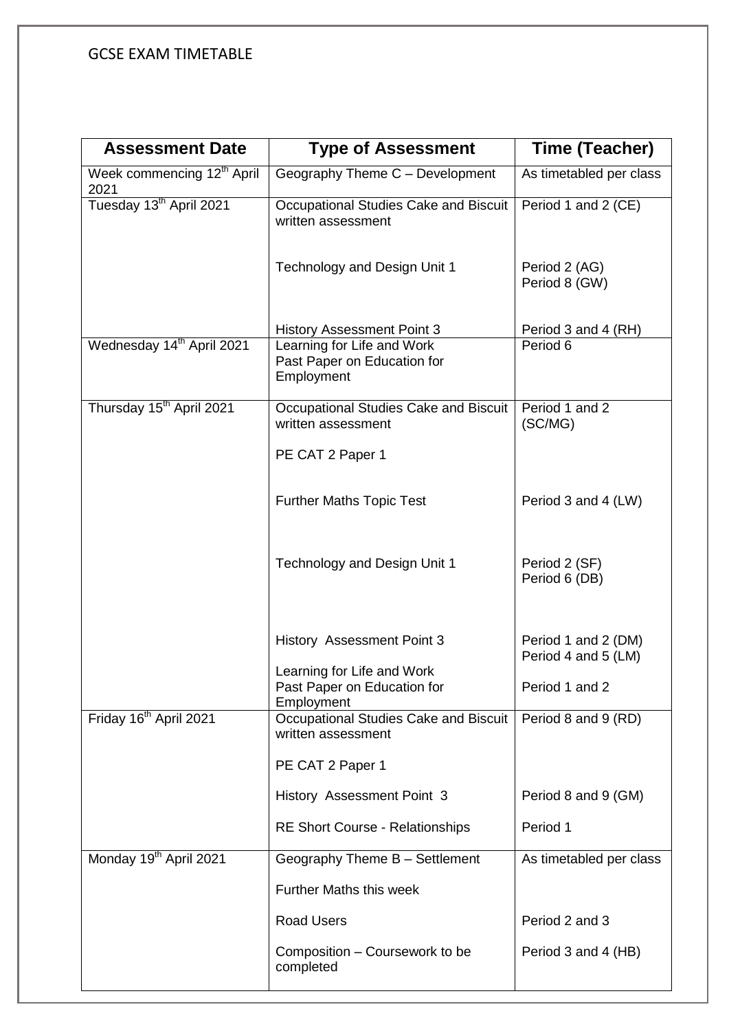GCSE EXAM TIMETABLE

| Assessment Date | Type of Assessment | Time (Teacher) |
|---|---|---|
| Week commencing 12th April 2021 | Geography Theme C – Development | As timetabled per class |
| Tuesday 13th April 2021 | Occupational Studies Cake and Biscuit written assessment<br><br>Technology and Design Unit 1<br><br>History Assessment Point 3 | Period 1 and 2 (CE)<br><br>Period 2 (AG)<br>Period 8 (GW)<br><br>Period 3 and 4 (RH) |
| Wednesday 14th April 2021 | Learning for Life and Work<br>Past Paper on Education for Employment | Period 6 |
| Thursday 15th April 2021 | Occupational Studies Cake and Biscuit written assessment<br><br>PE CAT 2 Paper 1<br><br>Further Maths Topic Test<br><br>Technology and Design Unit 1<br><br>History Assessment Point 3<br><br>Learning for Life and Work<br>Past Paper on Education for Employment | Period 1 and 2 (SC/MG)<br><br>Period 3 and 4 (LW)<br><br>Period 2 (SF)<br>Period 6 (DB)<br><br>Period 1 and 2 (DM)<br>Period 4 and 5 (LM)<br><br>Period 1 and 2 |
| Friday 16th April 2021 | Occupational Studies Cake and Biscuit written assessment<br><br>PE CAT 2 Paper 1<br><br>History Assessment Point 3<br><br>RE Short Course - Relationships | Period 8 and 9 (RD)<br><br>Period 8 and 9 (GM)<br><br>Period 1 |
| Monday 19th April 2021 | Geography Theme B – Settlement<br><br>Further Maths this week<br><br>Road Users<br><br>Composition – Coursework to be completed | As timetabled per class<br><br>Period 2 and 3<br><br>Period 3 and 4 (HB) |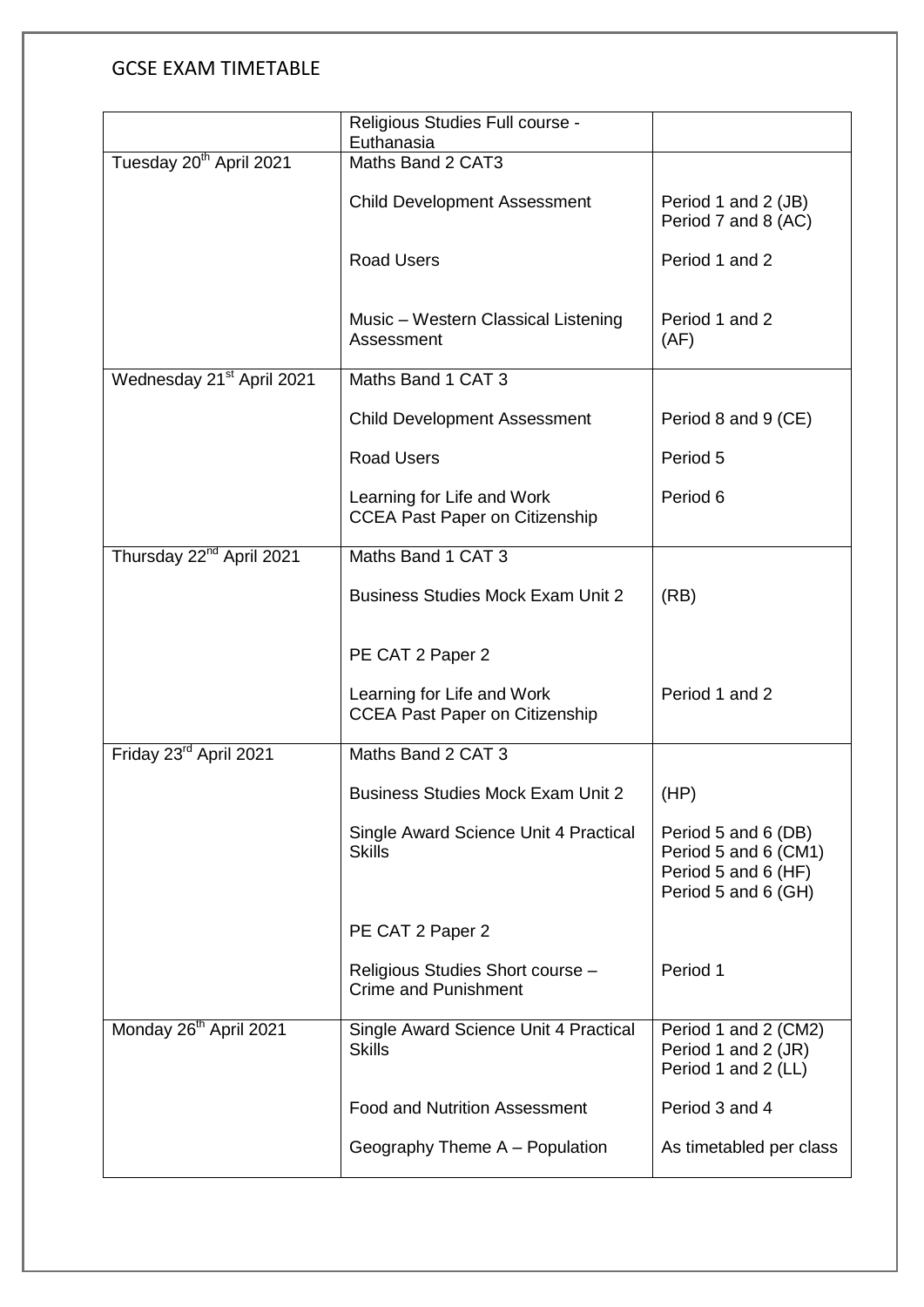# GCSE EXAM TIMETABLE

| | | |
|---|---|---|
| | Religious Studies Full course - Euthanasia | |
| Tuesday 20th April 2021 | Maths Band 2 CAT3<br><br>Child Development Assessment<br><br>Road Users<br><br>Music – Western Classical Listening Assessment | <br><br>Period 1 and 2 (JB)<br>Period 7 and 8 (AC)<br><br>Period 1 and 2<br><br>Period 1 and 2 (AF) |
| Wednesday 21st April 2021 | Maths Band 1 CAT 3<br><br>Child Development Assessment<br><br>Road Users<br><br>Learning for Life and Work CCEA Past Paper on Citizenship | <br><br>Period 8 and 9 (CE)<br><br>Period 5<br><br>Period 6 |
| Thursday 22nd April 2021 | Maths Band 1 CAT 3<br><br>Business Studies Mock Exam Unit 2<br><br>PE CAT 2 Paper 2<br><br>Learning for Life and Work CCEA Past Paper on Citizenship | <br><br>(RB)<br><br><br><br>Period 1 and 2 |
| Friday 23rd April 2021 | Maths Band 2 CAT 3<br><br>Business Studies Mock Exam Unit 2<br><br>Single Award Science Unit 4 Practical Skills<br><br>PE CAT 2 Paper 2<br><br>Religious Studies Short course – Crime and Punishment | <br><br>(HP)<br><br>Period 5 and 6 (DB)<br>Period 5 and 6 (CM1)<br>Period 5 and 6 (HF)<br>Period 5 and 6 (GH)<br><br><br><br>Period 1 |
| Monday 26th April 2021 | Single Award Science Unit 4 Practical Skills<br><br>Food and Nutrition Assessment<br><br>Geography Theme A – Population | Period 1 and 2 (CM2)<br>Period 1 and 2 (JR)<br>Period 1 and 2 (LL)<br><br>Period 3 and 4<br><br>As timetabled per class |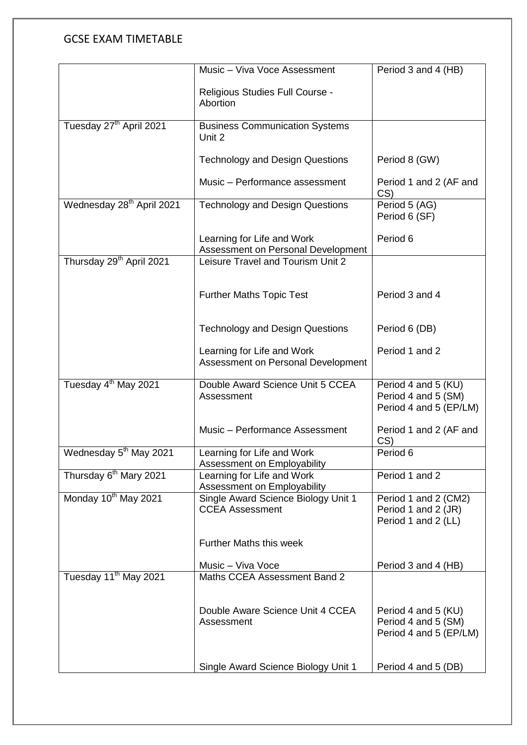# GCSE EXAM TIMETABLE

| | | |
|---|---|---|
| | Music – Viva Voce Assessment<br><br>Religious Studies Full Course - Abortion | Period 3 and 4 (HB) |
| Tuesday 27th April 2021 | Business Communication Systems Unit 2<br><br>Technology and Design Questions<br><br>Music – Performance assessment | <br><br>Period 8 (GW)<br><br>Period 1 and 2 (AF and CS) |
| Wednesday 28th April 2021 | Technology and Design Questions<br><br>Learning for Life and Work Assessment on Personal Development | Period 5 (AG)<br>Period 6 (SF)<br><br>Period 6 |
| Thursday 29th April 2021 | Leisure Travel and Tourism Unit 2<br><br>Further Maths Topic Test<br><br>Technology and Design Questions<br><br>Learning for Life and Work Assessment on Personal Development | <br><br>Period 3 and 4<br><br>Period 6 (DB)<br><br>Period 1 and 2 |
| Tuesday 4th May 2021 | Double Award Science Unit 5 CCEA Assessment<br><br>Music – Performance Assessment | Period 4 and 5 (KU)<br>Period 4 and 5 (SM)<br>Period 4 and 5 (EP/LM)<br><br>Period 1 and 2 (AF and CS) |
| Wednesday 5th May 2021 | Learning for Life and Work Assessment on Employability | Period 6 |
| Thursday 6th Mary 2021 | Learning for Life and Work Assessment on Employability | Period 1 and 2 |
| Monday 10th May 2021 | Single Award Science Biology Unit 1 CCEA Assessment<br><br>Further Maths this week<br><br>Music – Viva Voce | Period 1 and 2 (CM2)<br>Period 1 and 2 (JR)<br>Period 1 and 2 (LL)<br><br><br><br>Period 3 and 4 (HB) |
| Tuesday 11th May 2021 | Maths CCEA Assessment Band 2<br><br>Double Aware Science Unit 4 CCEA Assessment<br><br>Single Award Science Biology Unit 1 | <br><br>Period 4 and 5 (KU)<br>Period 4 and 5 (SM)<br>Period 4 and 5 (EP/LM)<br><br>Period 4 and 5 (DB) |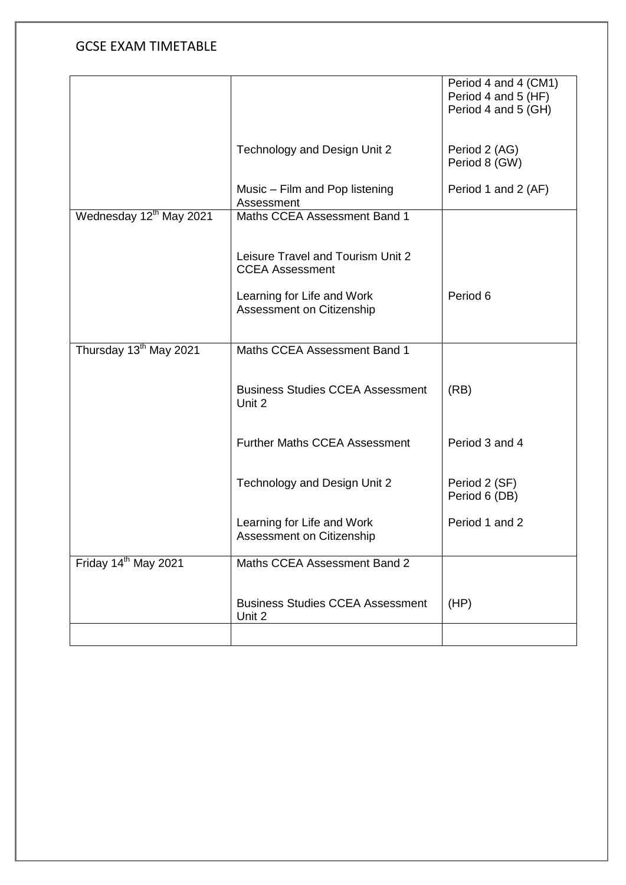GCSE EXAM TIMETABLE

| | | |
|---|---|---|
| | | Period 4 and 4 (CM1)<br>Period 4 and 5 (HF)<br>Period 4 and 5 (GH) |
| | Technology and Design Unit 2 | Period 2 (AG)<br>Period 8 (GW) |
| | Music – Film and Pop listening Assessment | Period 1 and 2 (AF) |
| Wednesday 12th May 2021 | Maths CCEA Assessment Band 1 | |
| | Leisure Travel and Tourism Unit 2 CCEA Assessment | |
| | Learning for Life and Work Assessment on Citizenship | Period 6 |
| Thursday 13th May 2021 | Maths CCEA Assessment Band 1 | |
| | Business Studies CCEA Assessment Unit 2 | (RB) |
| | Further Maths CCEA Assessment | Period 3 and 4 |
| | Technology and Design Unit 2 | Period 2 (SF)<br>Period 6 (DB) |
| | Learning for Life and Work Assessment on Citizenship | Period 1 and 2 |
| Friday 14th May 2021 | Maths CCEA Assessment Band 2 | |
| | Business Studies CCEA Assessment Unit 2 | (HP) |
| | | |